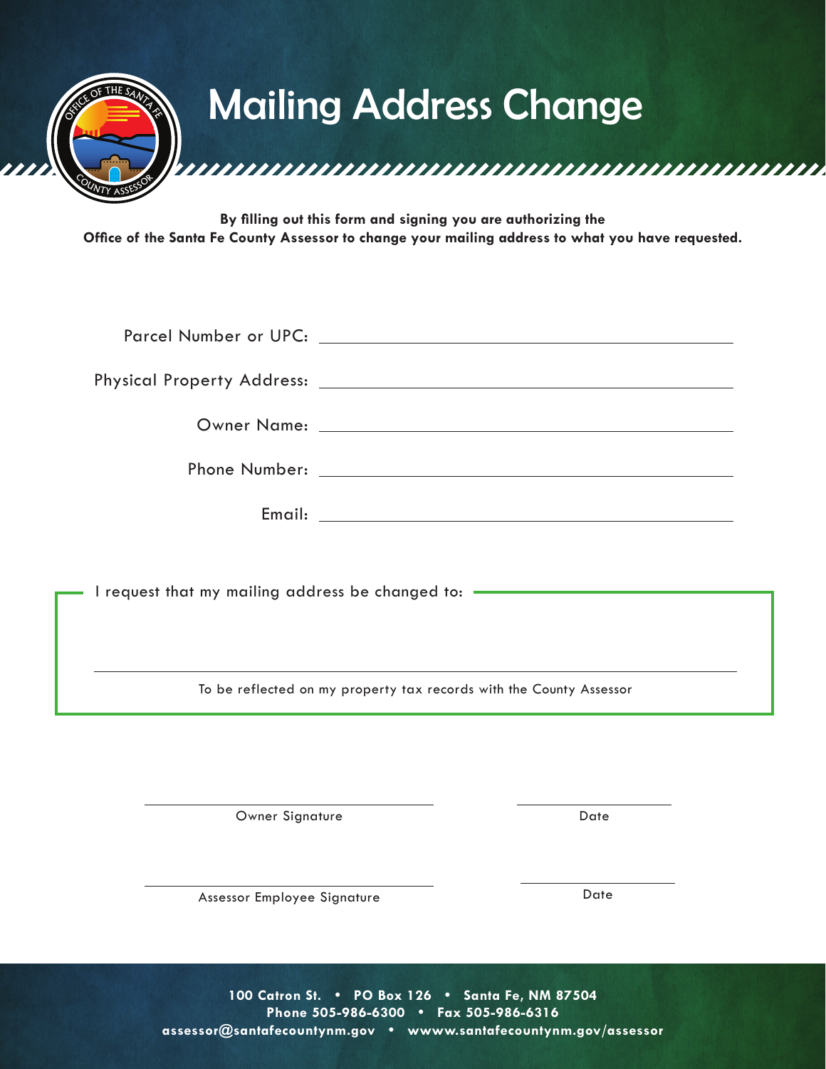# Mailing Address Change

**By filling out this form and signing you are authorizing the Office of the Santa Fe County Assessor to change your mailing address to what you have requested.**

Parcel Number or UPC: ______________________________

Physical Property Address: ______________________________

Owner Name: ______________________________

Phone Number: ______________________________

Email: ______________________________

I request that my mailing address be changed to:

______________________________

To be reflected on my property tax records with the County Assessor

______________________________ ______________
Owner Signature Date

______________________________ ______________
Assessor Employee Signature Date

**100 Catron St. • PO Box 126 • Santa Fe, NM 87504**
**Phone 505-986-6300 • Fax 505-986-6316**
**assessor@santafecountynm.gov • wwww.santafecountynm.gov/assessor**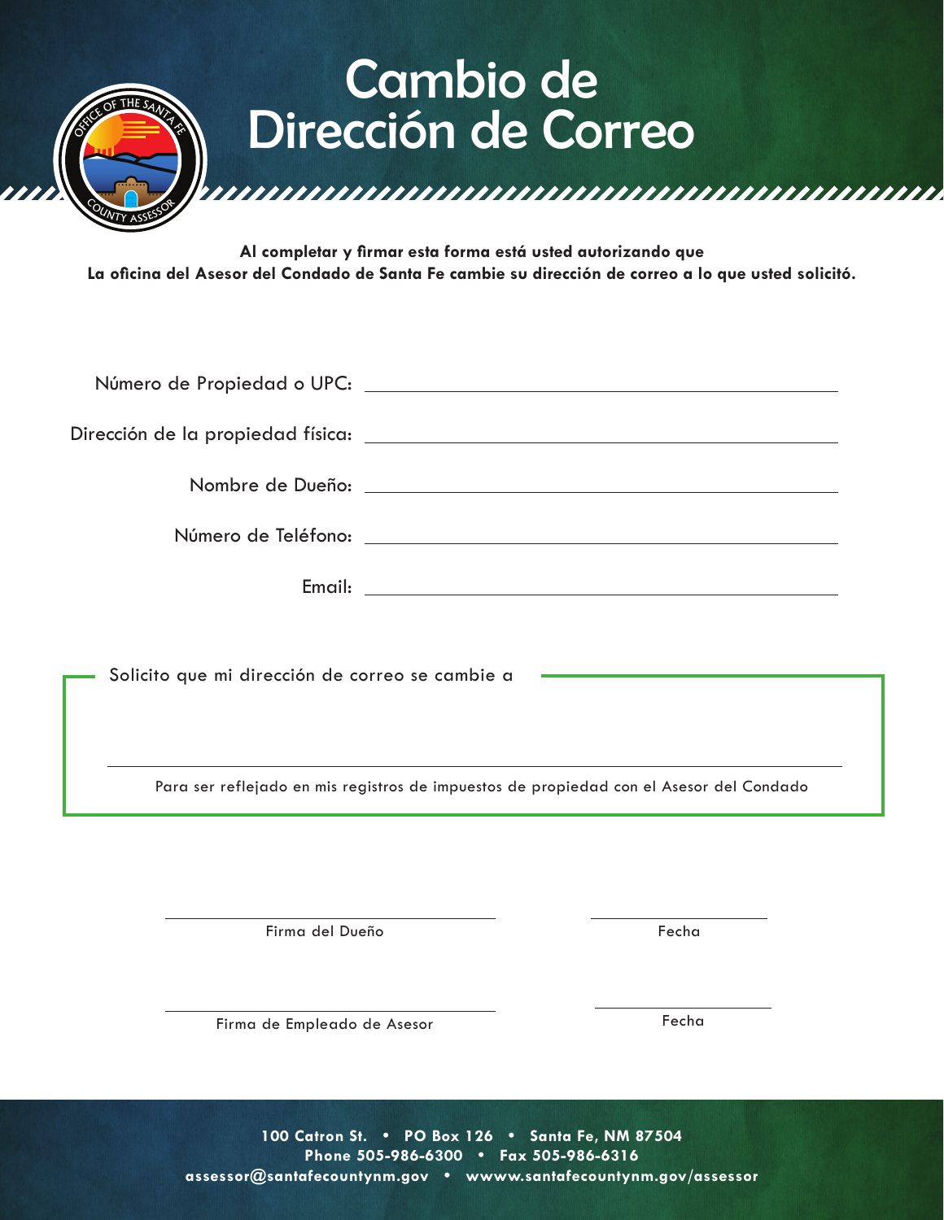# Cambio de Dirección de Correo

**Al completar y firmar esta forma está usted autorizando que**
**La oficina del Asesor del Condado de Santa Fe cambie su dirección de correo a lo que usted solicitó.**

Número de Propiedad o UPC: ______________________________

Dirección de la propiedad física: ______________________________

Nombre de Dueño: ______________________________

Número de Teléfono: ______________________________

Email: ______________________________

Solicito que mi dirección de correo se cambie a

______________________________

Para ser reflejado en mis registros de impuestos de propiedad con el Asesor del Condado

______________________________ ______________
Firma del Dueño Fecha

______________________________ ______________
Firma de Empleado de Asesor Fecha

**100 Catron St. • PO Box 126 • Santa Fe, NM 87504**
**Phone 505-986-6300 • Fax 505-986-6316**
**assessor@santafecountynm.gov • wwww.santafecountynm.gov/assessor**